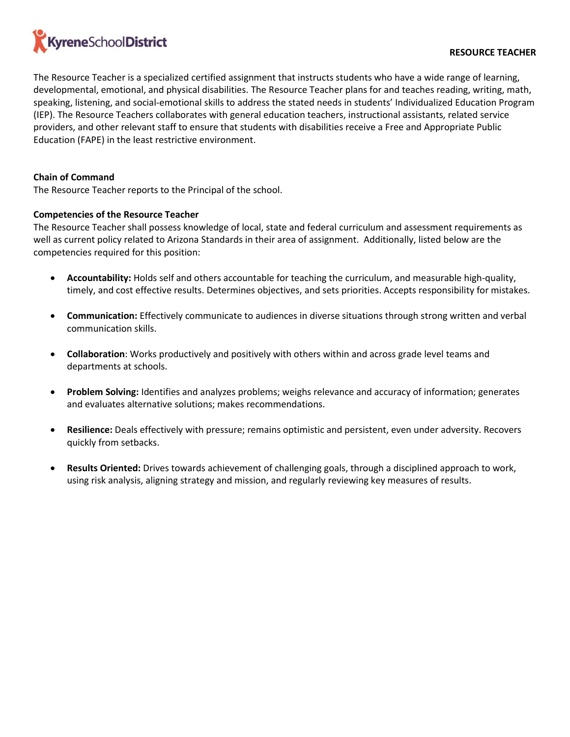Kyrene School District

# RESOURCE TEACHER

The Resource Teacher is a specialized certified assignment that instructs students who have a wide range of learning, developmental, emotional, and physical disabilities. The Resource Teacher plans for and teaches reading, writing, math, speaking, listening, and social-emotional skills to address the stated needs in students' Individualized Education Program (IEP). The Resource Teachers collaborates with general education teachers, instructional assistants, related service providers, and other relevant staff to ensure that students with disabilities receive a Free and Appropriate Public Education (FAPE) in the least restrictive environment.

**Chain of Command**

The Resource Teacher reports to the Principal of the school.

**Competencies of the Resource Teacher**

The Resource Teacher shall possess knowledge of local, state and federal curriculum and assessment requirements as well as current policy related to Arizona Standards in their area of assignment. Additionally, listed below are the competencies required for this position:

- **Accountability:** Holds self and others accountable for teaching the curriculum, and measurable high-quality, timely, and cost effective results. Determines objectives, and sets priorities. Accepts responsibility for mistakes.

- **Communication:** Effectively communicate to audiences in diverse situations through strong written and verbal communication skills.

- **Collaboration**: Works productively and positively with others within and across grade level teams and departments at schools.

- **Problem Solving:** Identifies and analyzes problems; weighs relevance and accuracy of information; generates and evaluates alternative solutions; makes recommendations.

- **Resilience:** Deals effectively with pressure; remains optimistic and persistent, even under adversity. Recovers quickly from setbacks.

- **Results Oriented:** Drives towards achievement of challenging goals, through a disciplined approach to work, using risk analysis, aligning strategy and mission, and regularly reviewing key measures of results.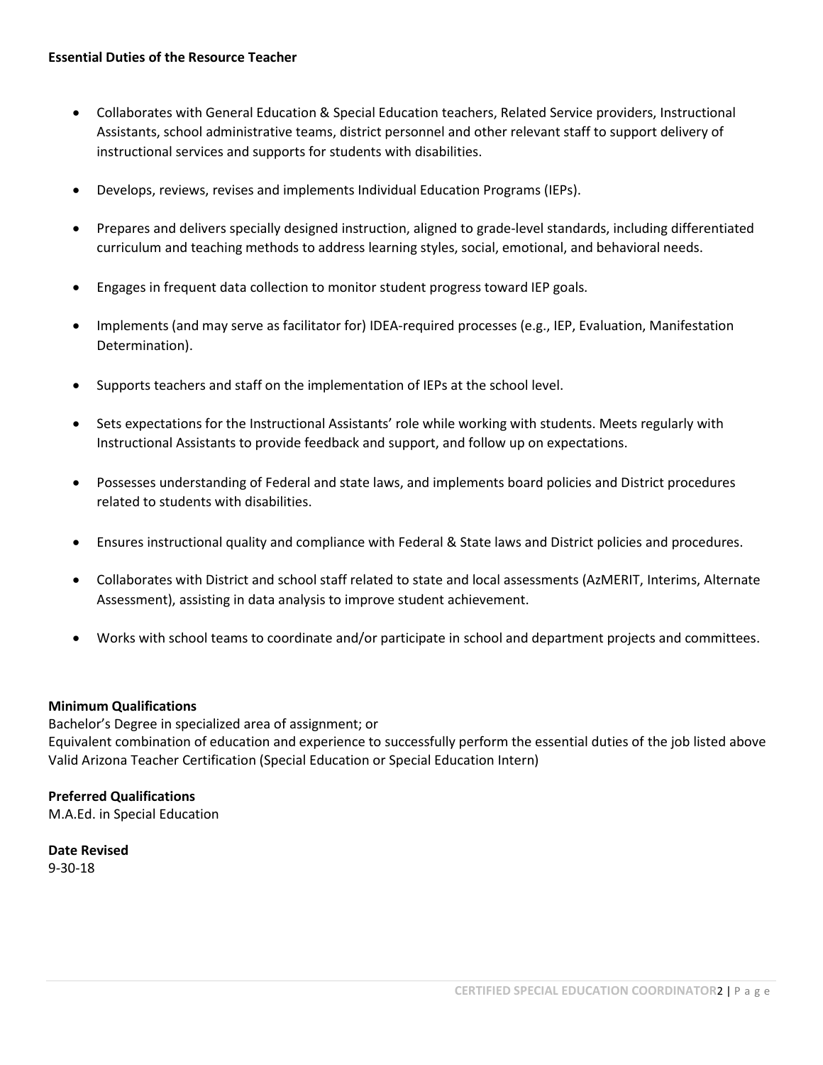**Essential Duties of the Resource Teacher**

- Collaborates with General Education & Special Education teachers, Related Service providers, Instructional Assistants, school administrative teams, district personnel and other relevant staff to support delivery of instructional services and supports for students with disabilities.
- Develops, reviews, revises and implements Individual Education Programs (IEPs).
- Prepares and delivers specially designed instruction, aligned to grade-level standards, including differentiated curriculum and teaching methods to address learning styles, social, emotional, and behavioral needs.
- Engages in frequent data collection to monitor student progress toward IEP goals.
- Implements (and may serve as facilitator for) IDEA-required processes (e.g., IEP, Evaluation, Manifestation Determination).
- Supports teachers and staff on the implementation of IEPs at the school level.
- Sets expectations for the Instructional Assistants' role while working with students. Meets regularly with Instructional Assistants to provide feedback and support, and follow up on expectations.
- Possesses understanding of Federal and state laws, and implements board policies and District procedures related to students with disabilities.
- Ensures instructional quality and compliance with Federal & State laws and District policies and procedures.
- Collaborates with District and school staff related to state and local assessments (AzMERIT, Interims, Alternate Assessment), assisting in data analysis to improve student achievement.
- Works with school teams to coordinate and/or participate in school and department projects and committees.

**Minimum Qualifications**
Bachelor's Degree in specialized area of assignment; or
Equivalent combination of education and experience to successfully perform the essential duties of the job listed above
Valid Arizona Teacher Certification (Special Education or Special Education Intern)

**Preferred Qualifications**
M.A.Ed. in Special Education

**Date Revised**
9-30-18